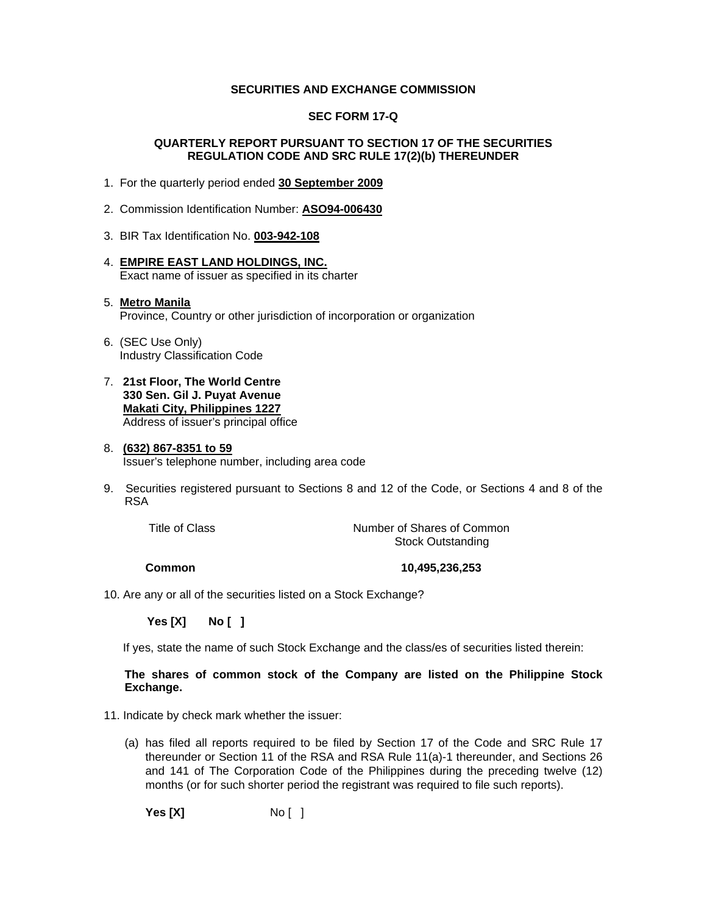**SECURITIES AND EXCHANGE COMMISSION**

**SEC FORM 17-Q**

**QUARTERLY REPORT PURSUANT TO SECTION 17 OF THE SECURITIES REGULATION CODE AND SRC RULE 17(2)(b) THEREUNDER**

1. For the quarterly period ended **30 September 2009**

2. Commission Identification Number: **ASO94-006430**

3. BIR Tax Identification No. **003-942-108**

4. **EMPIRE EAST LAND HOLDINGS, INC.**
   Exact name of issuer as specified in its charter

5. **Metro Manila**
   Province, Country or other jurisdiction of incorporation or organization

6. (SEC Use Only)
   Industry Classification Code

7. **21st Floor, The World Centre**
   **330 Sen. Gil J. Puyat Avenue**
   **Makati City, Philippines 1227**
   Address of issuer's principal office

8. **(632) 867-8351 to 59**
   Issuer's telephone number, including area code

9. Securities registered pursuant to Sections 8 and 12 of the Code, or Sections 4 and 8 of the RSA

| Title of Class | Number of Shares of Common Stock Outstanding |
|---|---|
| **Common** | **10,495,236,253** |

10. Are any or all of the securities listed on a Stock Exchange?

    **Yes [X]** **No [ ]**

    If yes, state the name of such Stock Exchange and the class/es of securities listed therein:

    **The shares of common stock of the Company are listed on the Philippine Stock Exchange.**

11. Indicate by check mark whether the issuer:

    (a) has filed all reports required to be filed by Section 17 of the Code and SRC Rule 17 thereunder or Section 11 of the RSA and RSA Rule 11(a)-1 thereunder, and Sections 26 and 141 of The Corporation Code of the Philippines during the preceding twelve (12) months (or for such shorter period the registrant was required to file such reports).

    **Yes [X]** No [ ]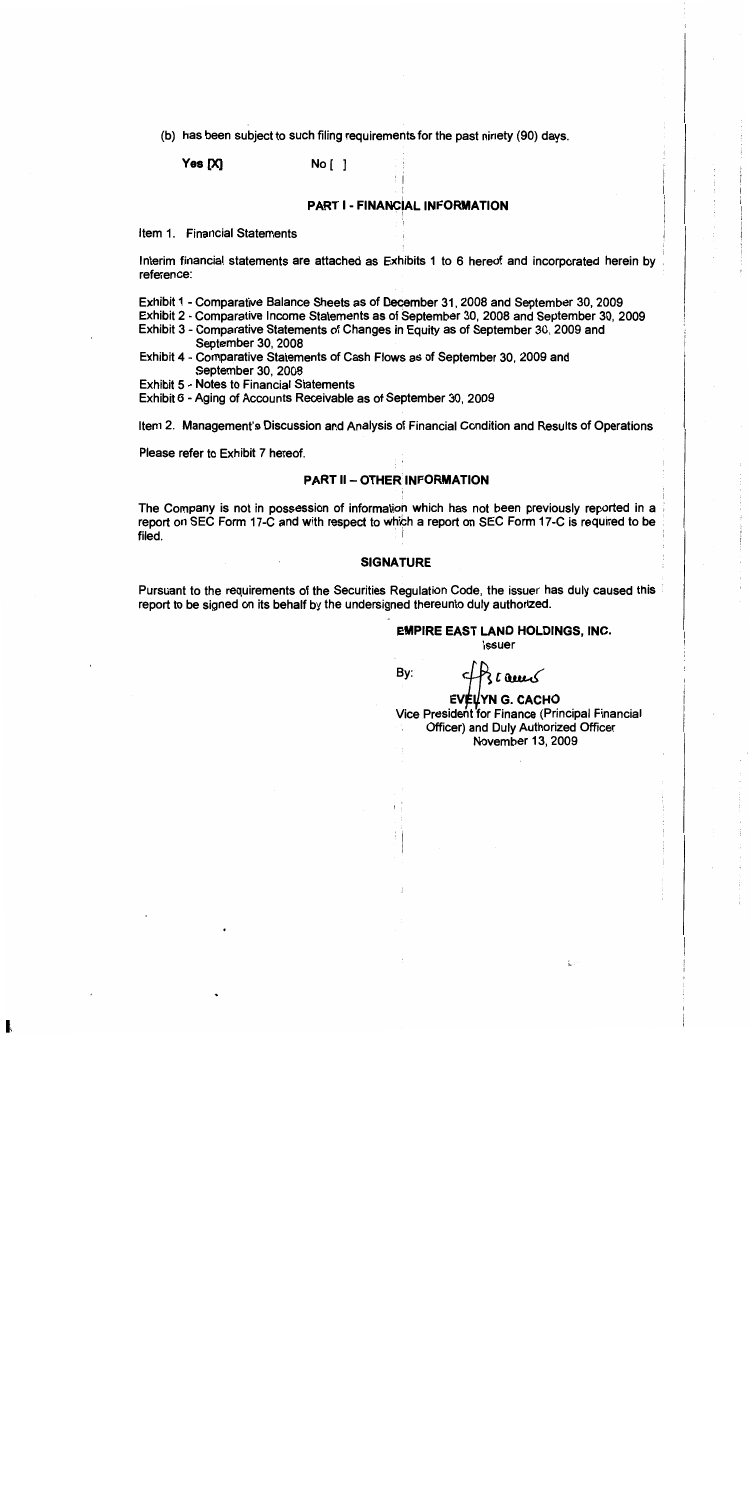(b) has been subject to such filing requirements for the past ninety (90) days.

Yes [X] No [ ]

## PART I - FINANCIAL INFORMATION

Item 1. Financial Statements

Interim financial statements are attached as Exhibits 1 to 6 hereof and incorporated herein by reference:

Exhibit 1 - Comparative Balance Sheets as of December 31, 2008 and September 30, 2009
Exhibit 2 - Comparative Income Statements as of September 30, 2008 and September 30, 2009
Exhibit 3 - Comparative Statements of Changes in Equity as of September 30, 2009 and September 30, 2008
Exhibit 4 - Comparative Statements of Cash Flows as of September 30, 2009 and September 30, 2008
Exhibit 5 - Notes to Financial Statements
Exhibit 6 - Aging of Accounts Receivable as of September 30, 2009

Item 2. Management's Discussion and Analysis of Financial Condition and Results of Operations

Please refer to Exhibit 7 hereof.

## PART II – OTHER INFORMATION

The Company is not in possession of information which has not been previously reported in a report on SEC Form 17-C and with respect to which a report on SEC Form 17-C is required to be filed.

## SIGNATURE

Pursuant to the requirements of the Securities Regulation Code, the issuer has duly caused this report to be signed on its behalf by the undersigned thereunto duly authorized.

**EMPIRE EAST LAND HOLDINGS, INC.**
Issuer

By:

**EVELYN G. CACHO**
Vice President for Finance (Principal Financial Officer) and Duly Authorized Officer
November 13, 2009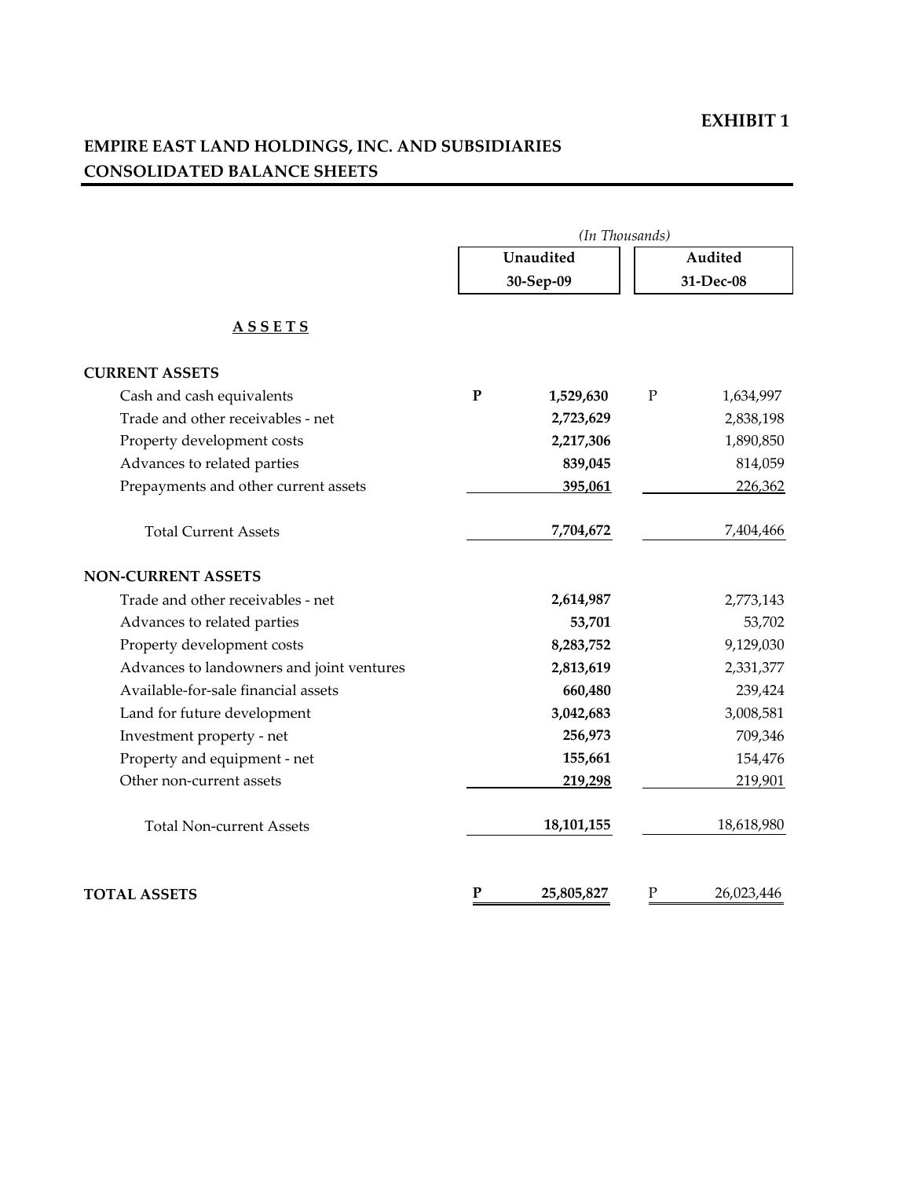**EXHIBIT 1**

# EMPIRE EAST LAND HOLDINGS, INC. AND SUBSIDIARIES
## CONSOLIDATED BALANCE SHEETS

*(In Thousands)*

| | Unaudited 30-Sep-09 | Audited 31-Dec-08 |
|---|---|---|
| **A S S E T S** | | |
| **CURRENT ASSETS** | | |
| Cash and cash equivalents | **P 1,529,630** | P 1,634,997 |
| Trade and other receivables - net | **2,723,629** | 2,838,198 |
| Property development costs | **2,217,306** | 1,890,850 |
| Advances to related parties | **839,045** | 814,059 |
| Prepayments and other current assets | **395,061** | 226,362 |
| Total Current Assets | **7,704,672** | 7,404,466 |
| **NON-CURRENT ASSETS** | | |
| Trade and other receivables - net | **2,614,987** | 2,773,143 |
| Advances to related parties | **53,701** | 53,702 |
| Property development costs | **8,283,752** | 9,129,030 |
| Advances to landowners and joint ventures | **2,813,619** | 2,331,377 |
| Available-for-sale financial assets | **660,480** | 239,424 |
| Land for future development | **3,042,683** | 3,008,581 |
| Investment property - net | **256,973** | 709,346 |
| Property and equipment - net | **155,661** | 154,476 |
| Other non-current assets | **219,298** | 219,901 |
| Total Non-current Assets | **18,101,155** | 18,618,980 |
| **TOTAL ASSETS** | **P 25,805,827** | P 26,023,446 |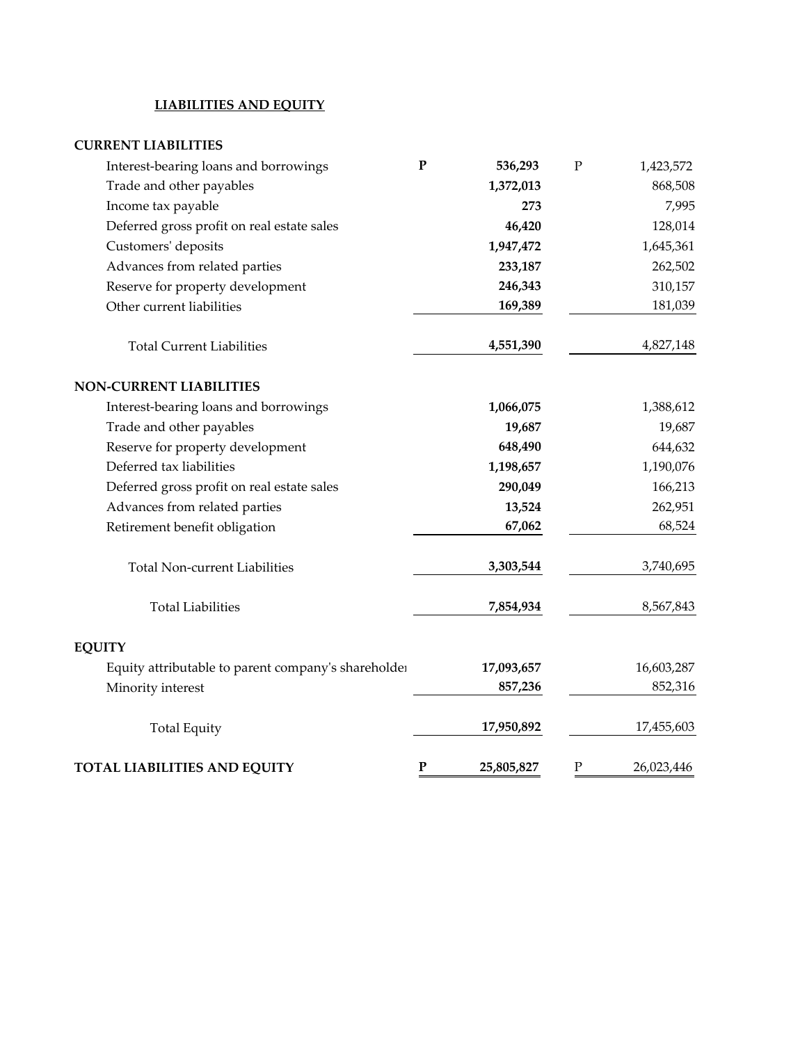## LIABILITIES AND EQUITY

| | | |
|---|---|---|
| **CURRENT LIABILITIES** | | |
| Interest-bearing loans and borrowings | **P 536,293** | P 1,423,572 |
| Trade and other payables | **1,372,013** | 868,508 |
| Income tax payable | **273** | 7,995 |
| Deferred gross profit on real estate sales | **46,420** | 128,014 |
| Customers' deposits | **1,947,472** | 1,645,361 |
| Advances from related parties | **233,187** | 262,502 |
| Reserve for property development | **246,343** | 310,157 |
| Other current liabilities | **169,389** | 181,039 |
| Total Current Liabilities | **4,551,390** | 4,827,148 |
| **NON-CURRENT LIABILITIES** | | |
| Interest-bearing loans and borrowings | **1,066,075** | 1,388,612 |
| Trade and other payables | **19,687** | 19,687 |
| Reserve for property development | **648,490** | 644,632 |
| Deferred tax liabilities | **1,198,657** | 1,190,076 |
| Deferred gross profit on real estate sales | **290,049** | 166,213 |
| Advances from related parties | **13,524** | 262,951 |
| Retirement benefit obligation | **67,062** | 68,524 |
| Total Non-current Liabilities | **3,303,544** | 3,740,695 |
| Total Liabilities | **7,854,934** | 8,567,843 |
| **EQUITY** | | |
| Equity attributable to parent company's shareholders | **17,093,657** | 16,603,287 |
| Minority interest | **857,236** | 852,316 |
| Total Equity | **17,950,892** | 17,455,603 |
| **TOTAL LIABILITIES AND EQUITY** | **P 25,805,827** | P 26,023,446 |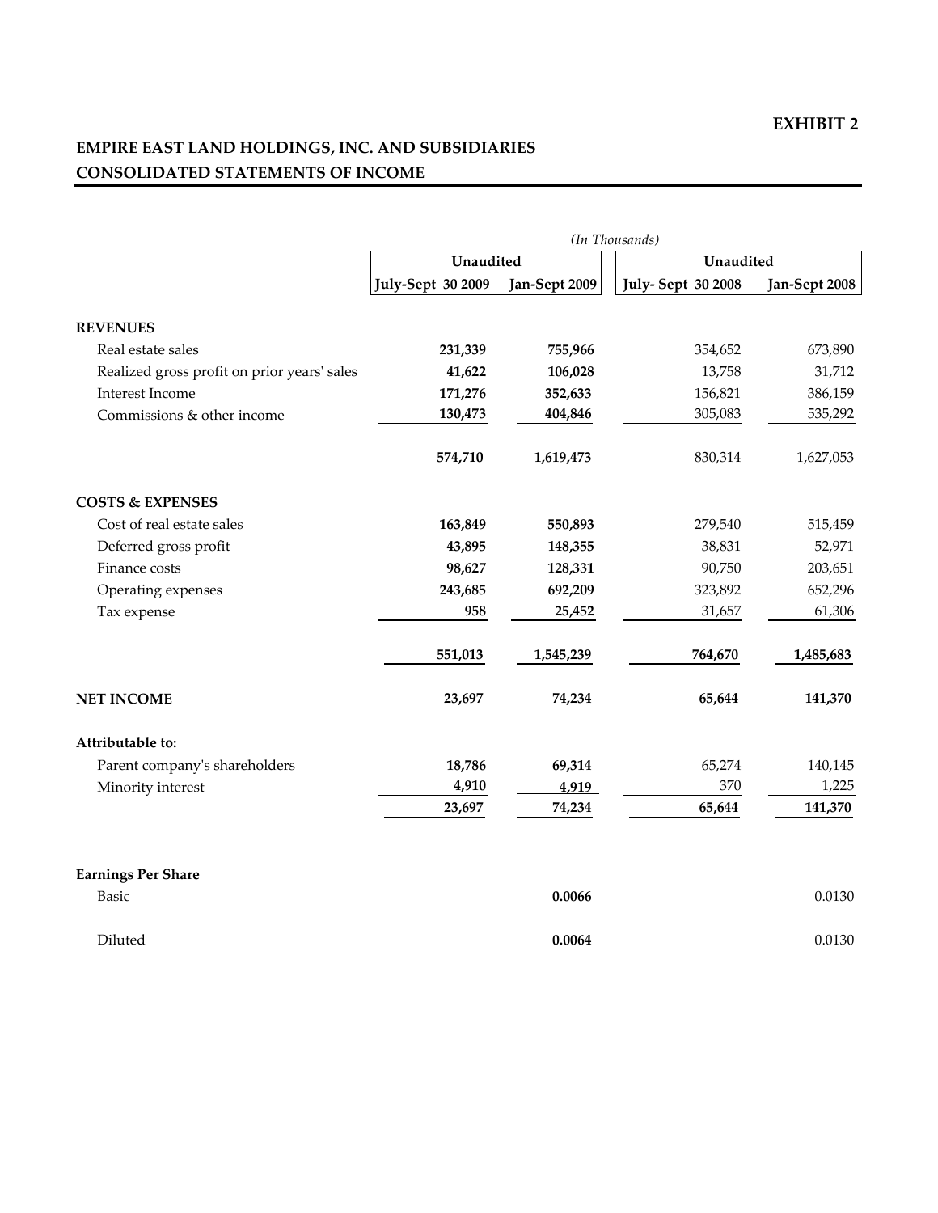**EXHIBIT 2**

## EMPIRE EAST LAND HOLDINGS, INC. AND SUBSIDIARIES
## CONSOLIDATED STATEMENTS OF INCOME

*(In Thousands)*

| | Unaudited | | Unaudited | |
|---|---|---|---|---|
| | July-Sept 30 2009 | Jan-Sept 2009 | July- Sept 30 2008 | Jan-Sept 2008 |
| **REVENUES** | | | | |
| Real estate sales | **231,339** | **755,966** | 354,652 | 673,890 |
| Realized gross profit on prior years' sales | **41,622** | **106,028** | 13,758 | 31,712 |
| Interest Income | **171,276** | **352,633** | 156,821 | 386,159 |
| Commissions & other income | **130,473** | **404,846** | 305,083 | 535,292 |
| | **574,710** | **1,619,473** | 830,314 | 1,627,053 |
| **COSTS & EXPENSES** | | | | |
| Cost of real estate sales | **163,849** | **550,893** | 279,540 | 515,459 |
| Deferred gross profit | **43,895** | **148,355** | 38,831 | 52,971 |
| Finance costs | **98,627** | **128,331** | 90,750 | 203,651 |
| Operating expenses | **243,685** | **692,209** | 323,892 | 652,296 |
| Tax expense | **958** | **25,452** | 31,657 | 61,306 |
| | **551,013** | **1,545,239** | **764,670** | **1,485,683** |
| **NET INCOME** | **23,697** | **74,234** | **65,644** | **141,370** |
| **Attributable to:** | | | | |
| Parent company's shareholders | **18,786** | **69,314** | 65,274 | 140,145 |
| Minority interest | **4,910** | **4,919** | 370 | 1,225 |
| | **23,697** | **74,234** | **65,644** | **141,370** |
| **Earnings Per Share** | | | | |
| Basic | | **0.0066** | | 0.0130 |
| Diluted | | **0.0064** | | 0.0130 |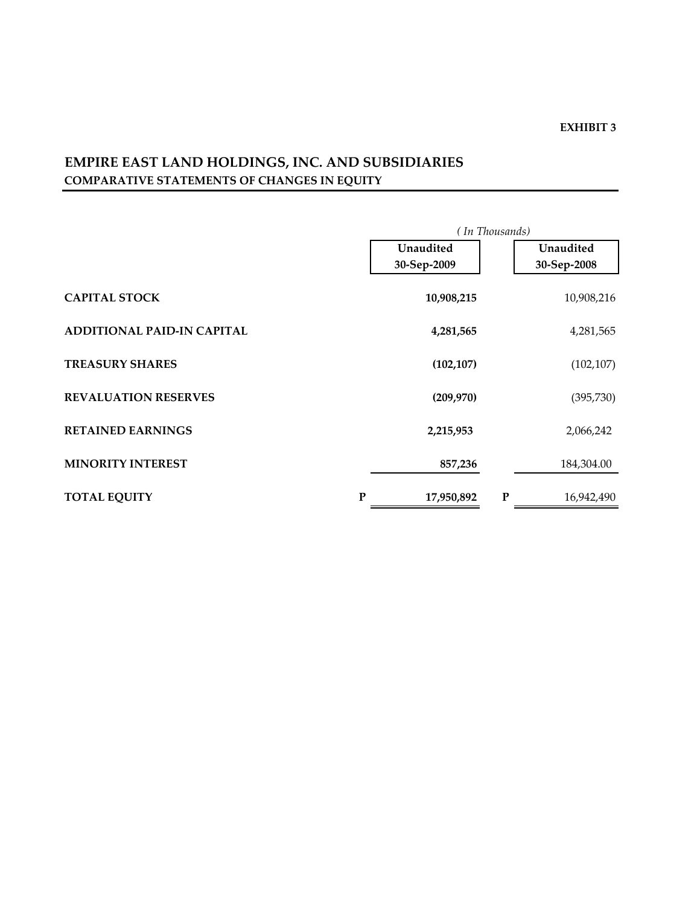**EXHIBIT 3**

## EMPIRE EAST LAND HOLDINGS, INC. AND SUBSIDIARIES

**COMPARATIVE STATEMENTS OF CHANGES IN EQUITY**

| | | *( In Thousands)* | | |
|---|---|---|---|---|
| | | **Unaudited 30-Sep-2009** | | **Unaudited 30-Sep-2008** |
| **CAPITAL STOCK** | | **10,908,215** | | 10,908,216 |
| **ADDITIONAL PAID-IN CAPITAL** | | **4,281,565** | | 4,281,565 |
| **TREASURY SHARES** | | **(102,107)** | | (102,107) |
| **REVALUATION RESERVES** | | **(209,970)** | | (395,730) |
| **RETAINED EARNINGS** | | **2,215,953** | | 2,066,242 |
| **MINORITY INTEREST** | | **857,236** | | 184,304.00 |
| **TOTAL EQUITY** | **P** | **17,950,892** | **P** | 16,942,490 |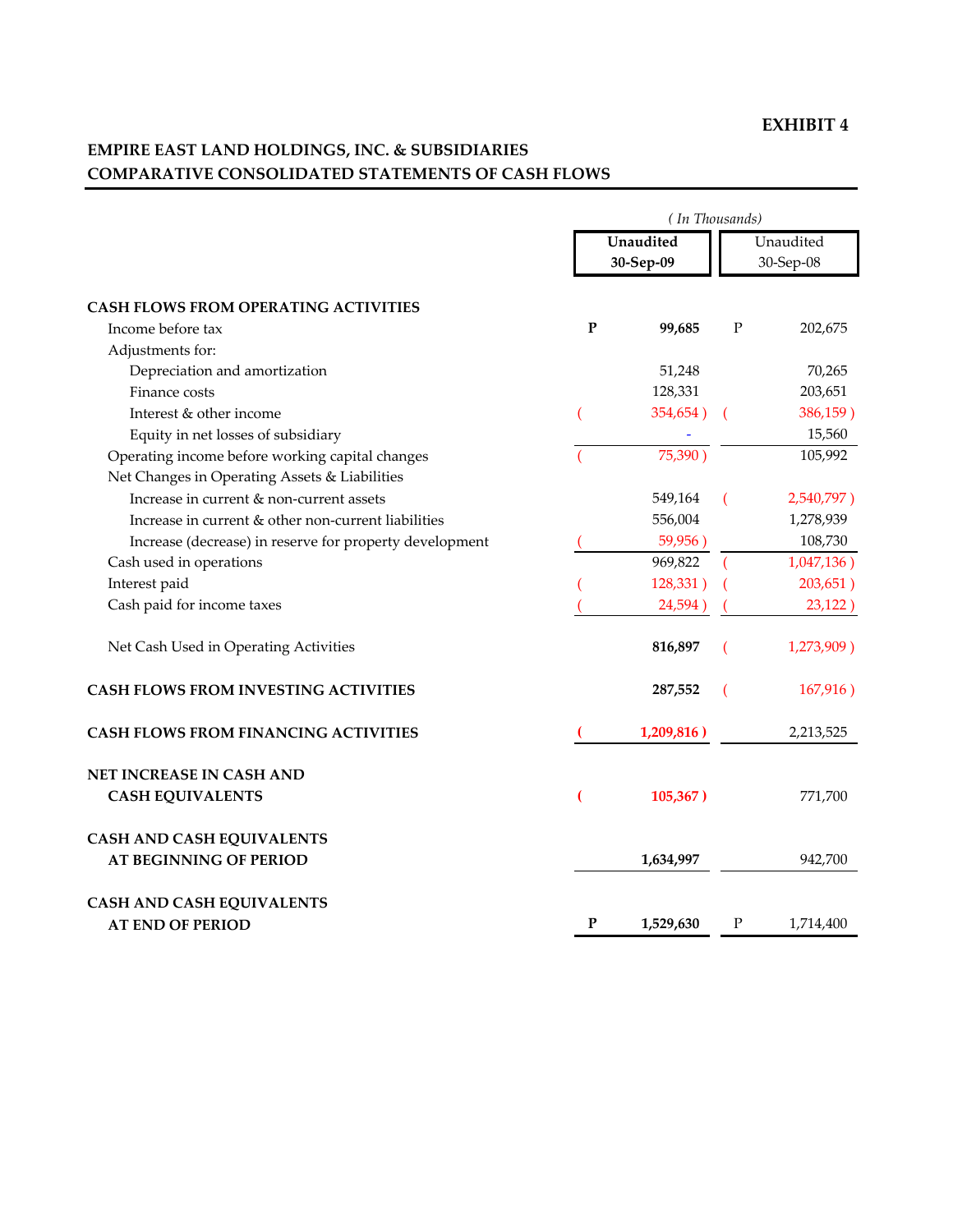**EXHIBIT 4**

**EMPIRE EAST LAND HOLDINGS, INC. & SUBSIDIARIES**
**COMPARATIVE CONSOLIDATED STATEMENTS OF CASH FLOWS**

*( In Thousands)*

| | Unaudited 30-Sep-09 | Unaudited 30-Sep-08 |
|---|---|---|
| **CASH FLOWS FROM OPERATING ACTIVITIES** | | |
| Income before tax | P 99,685 | P 202,675 |
| Adjustments for: | | |
| Depreciation and amortization | 51,248 | 70,265 |
| Finance costs | 128,331 | 203,651 |
| Interest & other income | ( 354,654 ) | ( 386,159 ) |
| Equity in net losses of subsidiary | - | 15,560 |
| Operating income before working capital changes | ( 75,390 ) | 105,992 |
| Net Changes in Operating Assets & Liabilities | | |
| Increase in current & non-current assets | 549,164 | ( 2,540,797 ) |
| Increase in current & other non-current liabilities | 556,004 | 1,278,939 |
| Increase (decrease) in reserve for property development | ( 59,956 ) | 108,730 |
| Cash used in operations | 969,822 | ( 1,047,136 ) |
| Interest paid | ( 128,331 ) | ( 203,651 ) |
| Cash paid for income taxes | ( 24,594 ) | ( 23,122 ) |
| Net Cash Used in Operating Activities | 816,897 | ( 1,273,909 ) |
| **CASH FLOWS FROM INVESTING ACTIVITIES** | 287,552 | ( 167,916 ) |
| **CASH FLOWS FROM FINANCING ACTIVITIES** | ( 1,209,816 ) | 2,213,525 |
| **NET INCREASE IN CASH AND CASH EQUIVALENTS** | ( 105,367 ) | 771,700 |
| **CASH AND CASH EQUIVALENTS AT BEGINNING OF PERIOD** | 1,634,997 | 942,700 |
| **CASH AND CASH EQUIVALENTS AT END OF PERIOD** | P 1,529,630 | P 1,714,400 |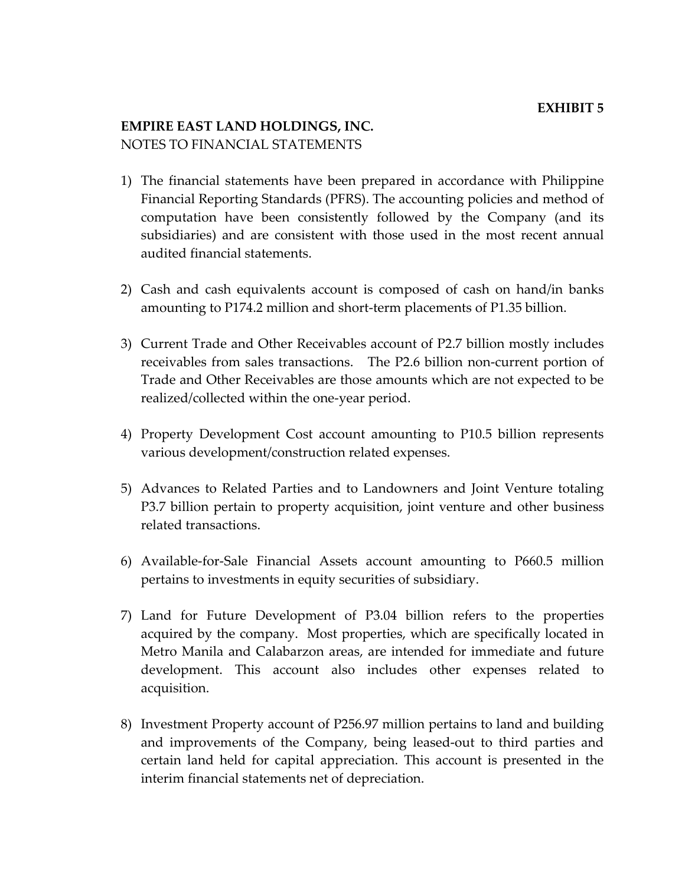**EXHIBIT 5**

**EMPIRE EAST LAND HOLDINGS, INC.**
NOTES TO FINANCIAL STATEMENTS

1) The financial statements have been prepared in accordance with Philippine Financial Reporting Standards (PFRS). The accounting policies and method of computation have been consistently followed by the Company (and its subsidiaries) and are consistent with those used in the most recent annual audited financial statements.

2) Cash and cash equivalents account is composed of cash on hand/in banks amounting to P174.2 million and short-term placements of P1.35 billion.

3) Current Trade and Other Receivables account of P2.7 billion mostly includes receivables from sales transactions. The P2.6 billion non-current portion of Trade and Other Receivables are those amounts which are not expected to be realized/collected within the one-year period.

4) Property Development Cost account amounting to P10.5 billion represents various development/construction related expenses.

5) Advances to Related Parties and to Landowners and Joint Venture totaling P3.7 billion pertain to property acquisition, joint venture and other business related transactions.

6) Available-for-Sale Financial Assets account amounting to P660.5 million pertains to investments in equity securities of subsidiary.

7) Land for Future Development of P3.04 billion refers to the properties acquired by the company. Most properties, which are specifically located in Metro Manila and Calabarzon areas, are intended for immediate and future development. This account also includes other expenses related to acquisition.

8) Investment Property account of P256.97 million pertains to land and building and improvements of the Company, being leased-out to third parties and certain land held for capital appreciation. This account is presented in the interim financial statements net of depreciation.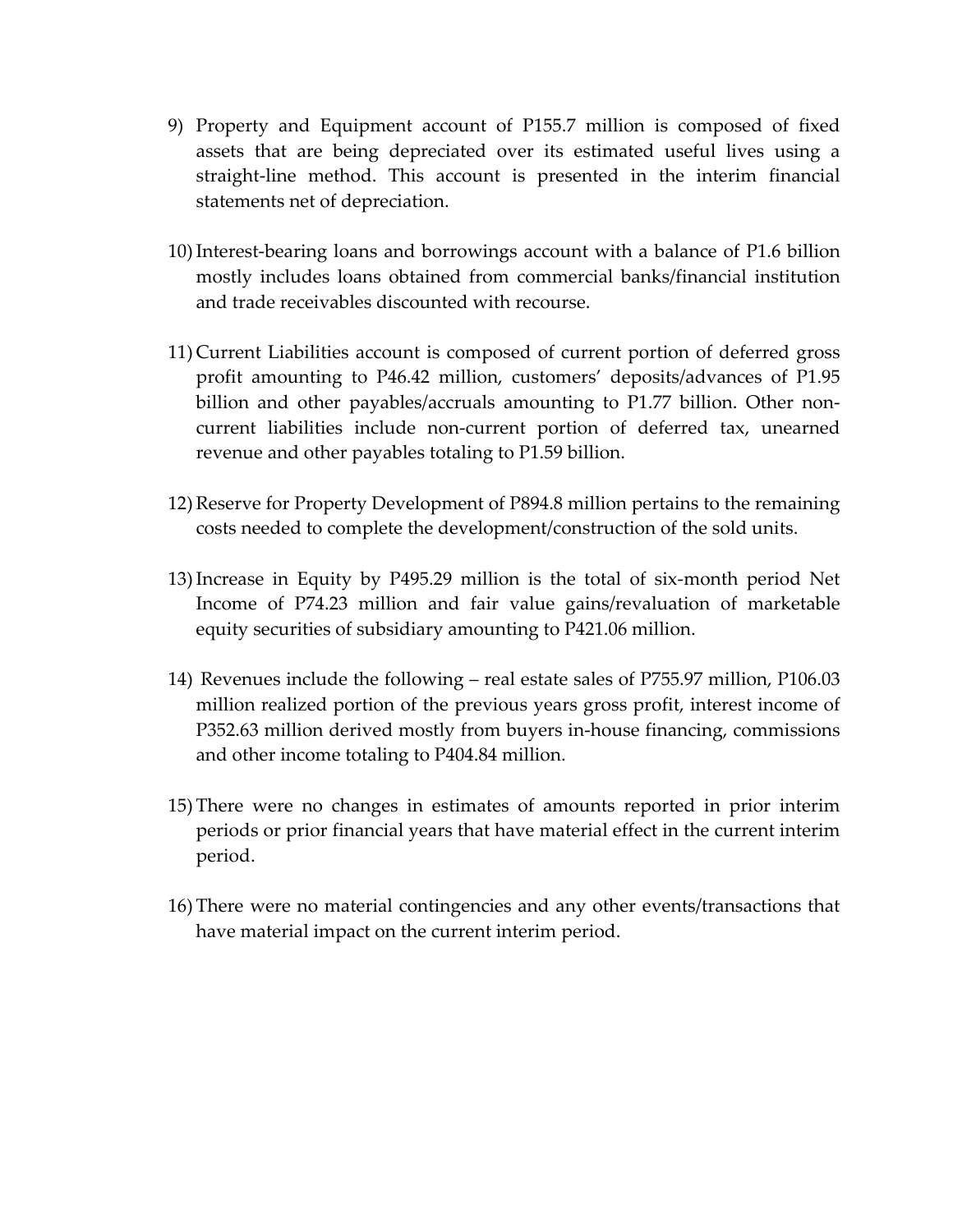9) Property and Equipment account of P155.7 million is composed of fixed assets that are being depreciated over its estimated useful lives using a straight-line method. This account is presented in the interim financial statements net of depreciation.

10) Interest-bearing loans and borrowings account with a balance of P1.6 billion mostly includes loans obtained from commercial banks/financial institution and trade receivables discounted with recourse.

11) Current Liabilities account is composed of current portion of deferred gross profit amounting to P46.42 million, customers' deposits/advances of P1.95 billion and other payables/accruals amounting to P1.77 billion. Other non-current liabilities include non-current portion of deferred tax, unearned revenue and other payables totaling to P1.59 billion.

12) Reserve for Property Development of P894.8 million pertains to the remaining costs needed to complete the development/construction of the sold units.

13) Increase in Equity by P495.29 million is the total of six-month period Net Income of P74.23 million and fair value gains/revaluation of marketable equity securities of subsidiary amounting to P421.06 million.

14) Revenues include the following – real estate sales of P755.97 million, P106.03 million realized portion of the previous years gross profit, interest income of P352.63 million derived mostly from buyers in-house financing, commissions and other income totaling to P404.84 million.

15) There were no changes in estimates of amounts reported in prior interim periods or prior financial years that have material effect in the current interim period.

16) There were no material contingencies and any other events/transactions that have material impact on the current interim period.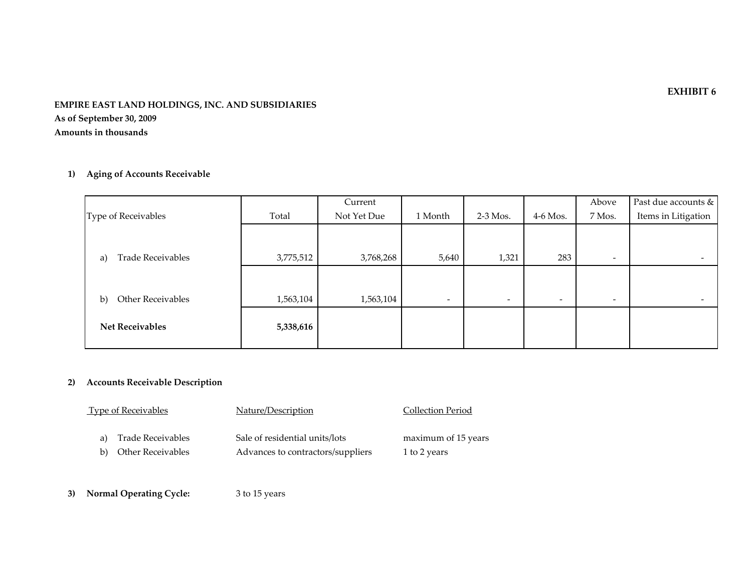**EXHIBIT 6**

**EMPIRE EAST LAND HOLDINGS, INC. AND SUBSIDIARIES**
**As of September 30, 2009**
**Amounts in thousands**

**1) Aging of Accounts Receivable**

| Type of Receivables | Total | Current Not Yet Due | 1 Month | 2-3 Mos. | 4-6 Mos. | Above 7 Mos. | Past due accounts & Items in Litigation |
|---|---|---|---|---|---|---|---|
| a) Trade Receivables | 3,775,512 | 3,768,268 | 5,640 | 1,321 | 283 | - | - |
| b) Other Receivables | 1,563,104 | 1,563,104 | - | - | - | - | - |
| **Net Receivables** | **5,338,616** | | | | | | |

**2) Accounts Receivable Description**

| Type of Receivables | Nature/Description | Collection Period |
|---|---|---|
| a) Trade Receivables | Sale of residential units/lots | maximum of 15 years |
| b) Other Receivables | Advances to contractors/suppliers | 1 to 2 years |

**3) Normal Operating Cycle:** 3 to 15 years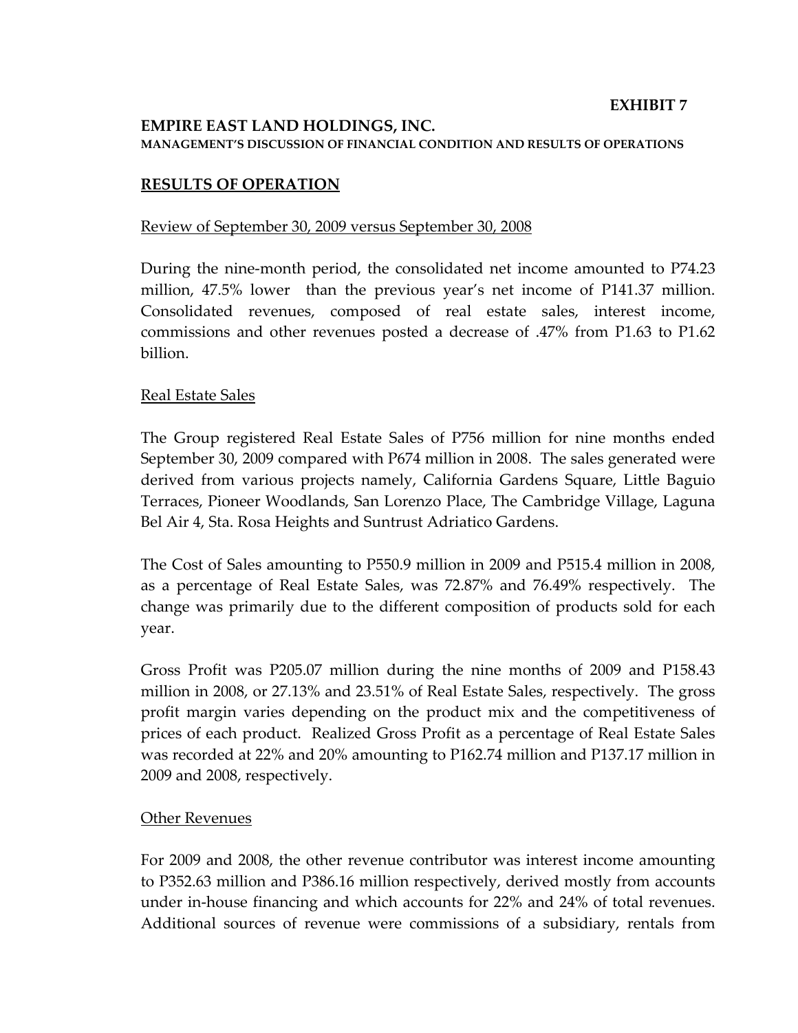**EXHIBIT 7**

**EMPIRE EAST LAND HOLDINGS, INC.**
**MANAGEMENT'S DISCUSSION OF FINANCIAL CONDITION AND RESULTS OF OPERATIONS**

## RESULTS OF OPERATION

Review of September 30, 2009 versus September 30, 2008

During the nine-month period, the consolidated net income amounted to P74.23 million, 47.5% lower than the previous year's net income of P141.37 million. Consolidated revenues, composed of real estate sales, interest income, commissions and other revenues posted a decrease of .47% from P1.63 to P1.62 billion.

Real Estate Sales

The Group registered Real Estate Sales of P756 million for nine months ended September 30, 2009 compared with P674 million in 2008. The sales generated were derived from various projects namely, California Gardens Square, Little Baguio Terraces, Pioneer Woodlands, San Lorenzo Place, The Cambridge Village, Laguna Bel Air 4, Sta. Rosa Heights and Suntrust Adriatico Gardens.

The Cost of Sales amounting to P550.9 million in 2009 and P515.4 million in 2008, as a percentage of Real Estate Sales, was 72.87% and 76.49% respectively. The change was primarily due to the different composition of products sold for each year.

Gross Profit was P205.07 million during the nine months of 2009 and P158.43 million in 2008, or 27.13% and 23.51% of Real Estate Sales, respectively. The gross profit margin varies depending on the product mix and the competitiveness of prices of each product. Realized Gross Profit as a percentage of Real Estate Sales was recorded at 22% and 20% amounting to P162.74 million and P137.17 million in 2009 and 2008, respectively.

Other Revenues

For 2009 and 2008, the other revenue contributor was interest income amounting to P352.63 million and P386.16 million respectively, derived mostly from accounts under in-house financing and which accounts for 22% and 24% of total revenues. Additional sources of revenue were commissions of a subsidiary, rentals from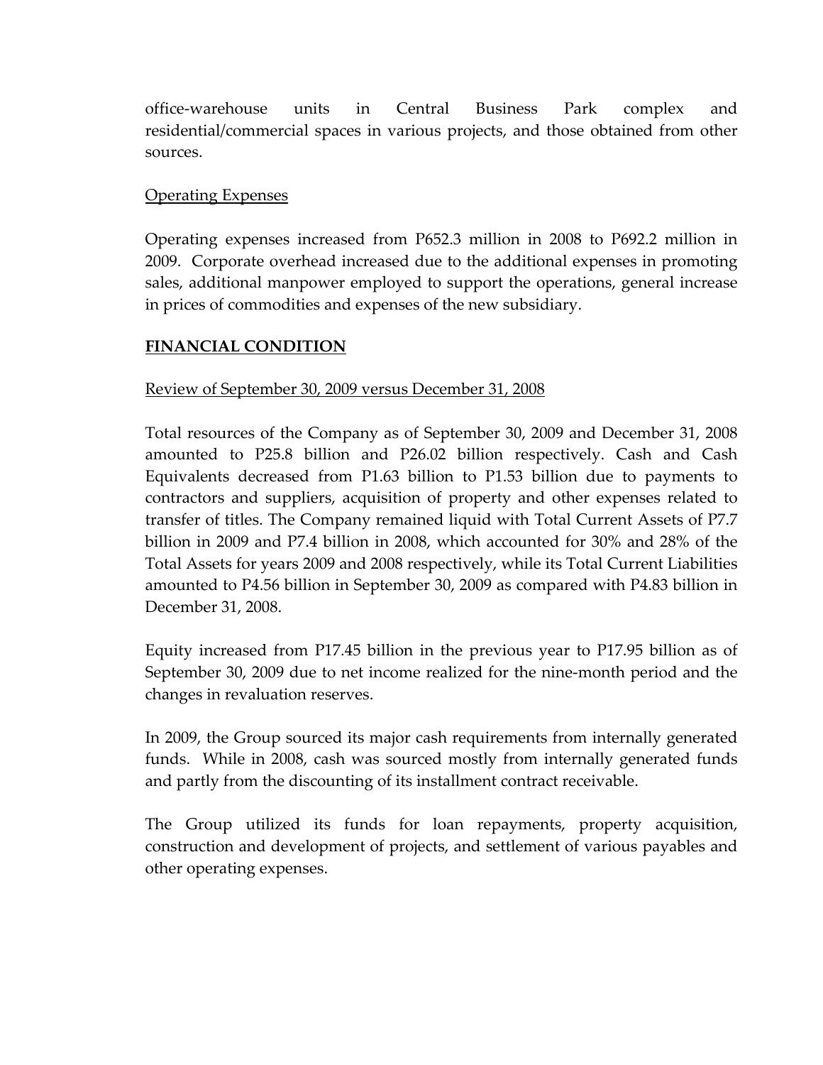office-warehouse units in Central Business Park complex and residential/commercial spaces in various projects, and those obtained from other sources.

Operating Expenses

Operating expenses increased from P652.3 million in 2008 to P692.2 million in 2009. Corporate overhead increased due to the additional expenses in promoting sales, additional manpower employed to support the operations, general increase in prices of commodities and expenses of the new subsidiary.

**FINANCIAL CONDITION**

Review of September 30, 2009 versus December 31, 2008

Total resources of the Company as of September 30, 2009 and December 31, 2008 amounted to P25.8 billion and P26.02 billion respectively. Cash and Cash Equivalents decreased from P1.63 billion to P1.53 billion due to payments to contractors and suppliers, acquisition of property and other expenses related to transfer of titles. The Company remained liquid with Total Current Assets of P7.7 billion in 2009 and P7.4 billion in 2008, which accounted for 30% and 28% of the Total Assets for years 2009 and 2008 respectively, while its Total Current Liabilities amounted to P4.56 billion in September 30, 2009 as compared with P4.83 billion in December 31, 2008.

Equity increased from P17.45 billion in the previous year to P17.95 billion as of September 30, 2009 due to net income realized for the nine-month period and the changes in revaluation reserves.

In 2009, the Group sourced its major cash requirements from internally generated funds. While in 2008, cash was sourced mostly from internally generated funds and partly from the discounting of its installment contract receivable.

The Group utilized its funds for loan repayments, property acquisition, construction and development of projects, and settlement of various payables and other operating expenses.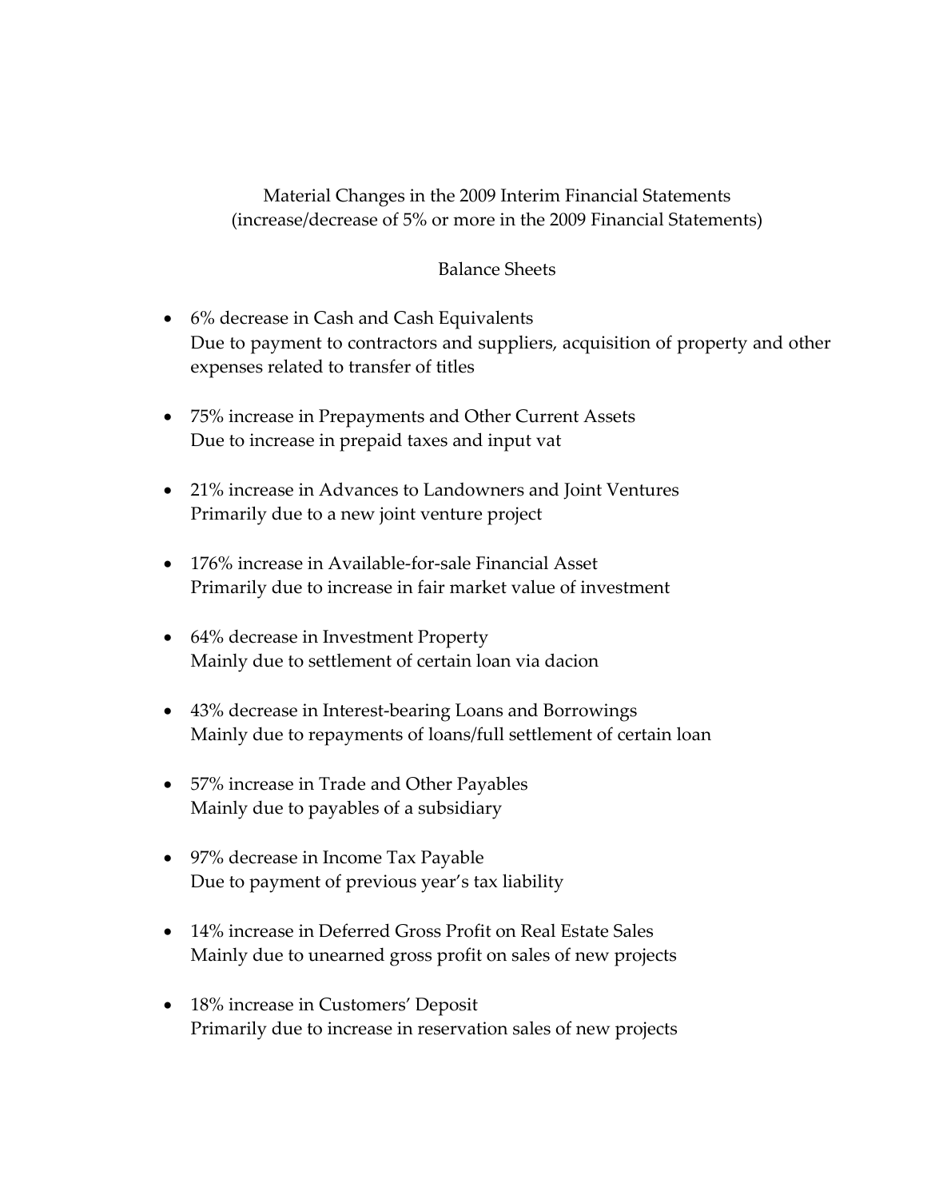Material Changes in the 2009 Interim Financial Statements
(increase/decrease of 5% or more in the 2009 Financial Statements)

Balance Sheets

- 6% decrease in Cash and Cash Equivalents
  Due to payment to contractors and suppliers, acquisition of property and other expenses related to transfer of titles

- 75% increase in Prepayments and Other Current Assets
  Due to increase in prepaid taxes and input vat

- 21% increase in Advances to Landowners and Joint Ventures
  Primarily due to a new joint venture project

- 176% increase in Available-for-sale Financial Asset
  Primarily due to increase in fair market value of investment

- 64% decrease in Investment Property
  Mainly due to settlement of certain loan via dacion

- 43% decrease in Interest-bearing Loans and Borrowings
  Mainly due to repayments of loans/full settlement of certain loan

- 57% increase in Trade and Other Payables
  Mainly due to payables of a subsidiary

- 97% decrease in Income Tax Payable
  Due to payment of previous year's tax liability

- 14% increase in Deferred Gross Profit on Real Estate Sales
  Mainly due to unearned gross profit on sales of new projects

- 18% increase in Customers' Deposit
  Primarily due to increase in reservation sales of new projects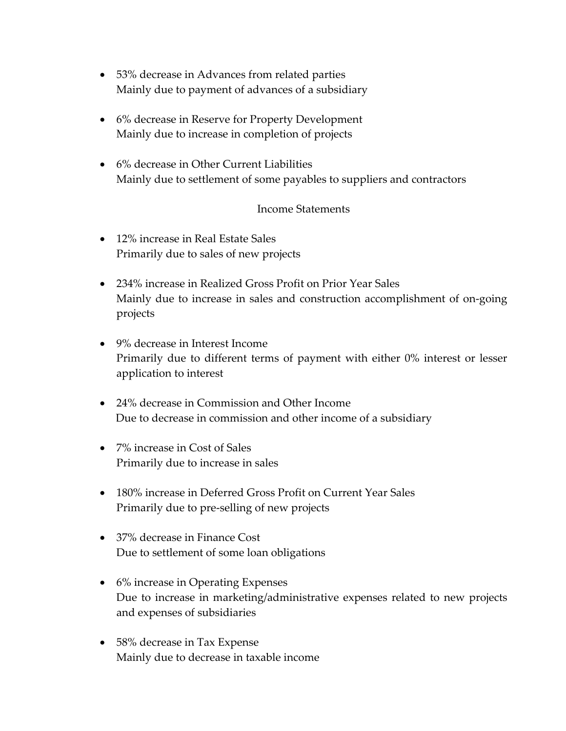- 53% decrease in Advances from related parties
  Mainly due to payment of advances of a subsidiary

- 6% decrease in Reserve for Property Development
  Mainly due to increase in completion of projects

- 6% decrease in Other Current Liabilities
  Mainly due to settlement of some payables to suppliers and contractors

Income Statements

- 12% increase in Real Estate Sales
  Primarily due to sales of new projects

- 234% increase in Realized Gross Profit on Prior Year Sales
  Mainly due to increase in sales and construction accomplishment of on-going projects

- 9% decrease in Interest Income
  Primarily due to different terms of payment with either 0% interest or lesser application to interest

- 24% decrease in Commission and Other Income
  Due to decrease in commission and other income of a subsidiary

- 7% increase in Cost of Sales
  Primarily due to increase in sales

- 180% increase in Deferred Gross Profit on Current Year Sales
  Primarily due to pre-selling of new projects

- 37% decrease in Finance Cost
  Due to settlement of some loan obligations

- 6% increase in Operating Expenses
  Due to increase in marketing/administrative expenses related to new projects and expenses of subsidiaries

- 58% decrease in Tax Expense
  Mainly due to decrease in taxable income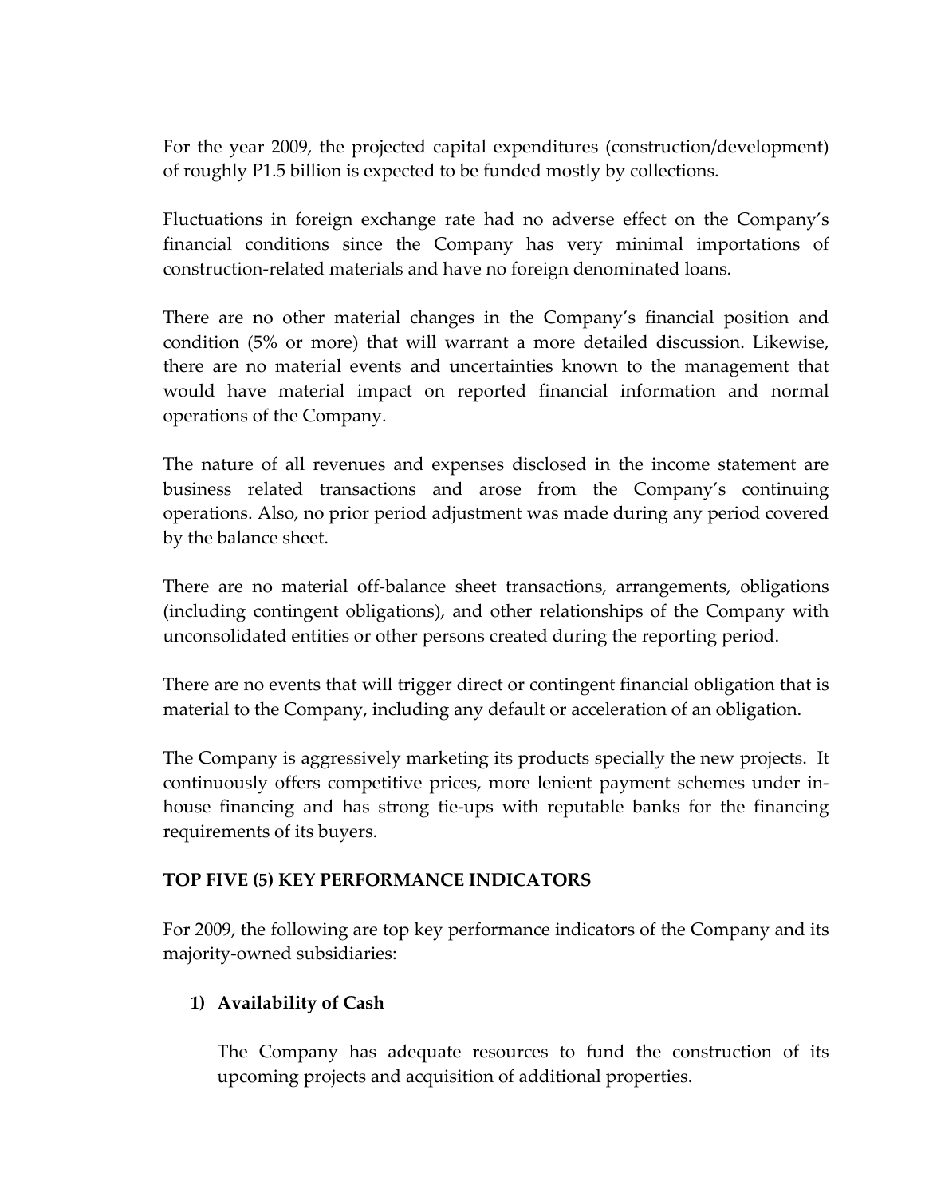For the year 2009, the projected capital expenditures (construction/development) of roughly P1.5 billion is expected to be funded mostly by collections.

Fluctuations in foreign exchange rate had no adverse effect on the Company's financial conditions since the Company has very minimal importations of construction-related materials and have no foreign denominated loans.

There are no other material changes in the Company's financial position and condition (5% or more) that will warrant a more detailed discussion. Likewise, there are no material events and uncertainties known to the management that would have material impact on reported financial information and normal operations of the Company.

The nature of all revenues and expenses disclosed in the income statement are business related transactions and arose from the Company's continuing operations. Also, no prior period adjustment was made during any period covered by the balance sheet.

There are no material off-balance sheet transactions, arrangements, obligations (including contingent obligations), and other relationships of the Company with unconsolidated entities or other persons created during the reporting period.

There are no events that will trigger direct or contingent financial obligation that is material to the Company, including any default or acceleration of an obligation.

The Company is aggressively marketing its products specially the new projects. It continuously offers competitive prices, more lenient payment schemes under in-house financing and has strong tie-ups with reputable banks for the financing requirements of its buyers.

**TOP FIVE (5) KEY PERFORMANCE INDICATORS**

For 2009, the following are top key performance indicators of the Company and its majority-owned subsidiaries:

1) **Availability of Cash**

   The Company has adequate resources to fund the construction of its upcoming projects and acquisition of additional properties.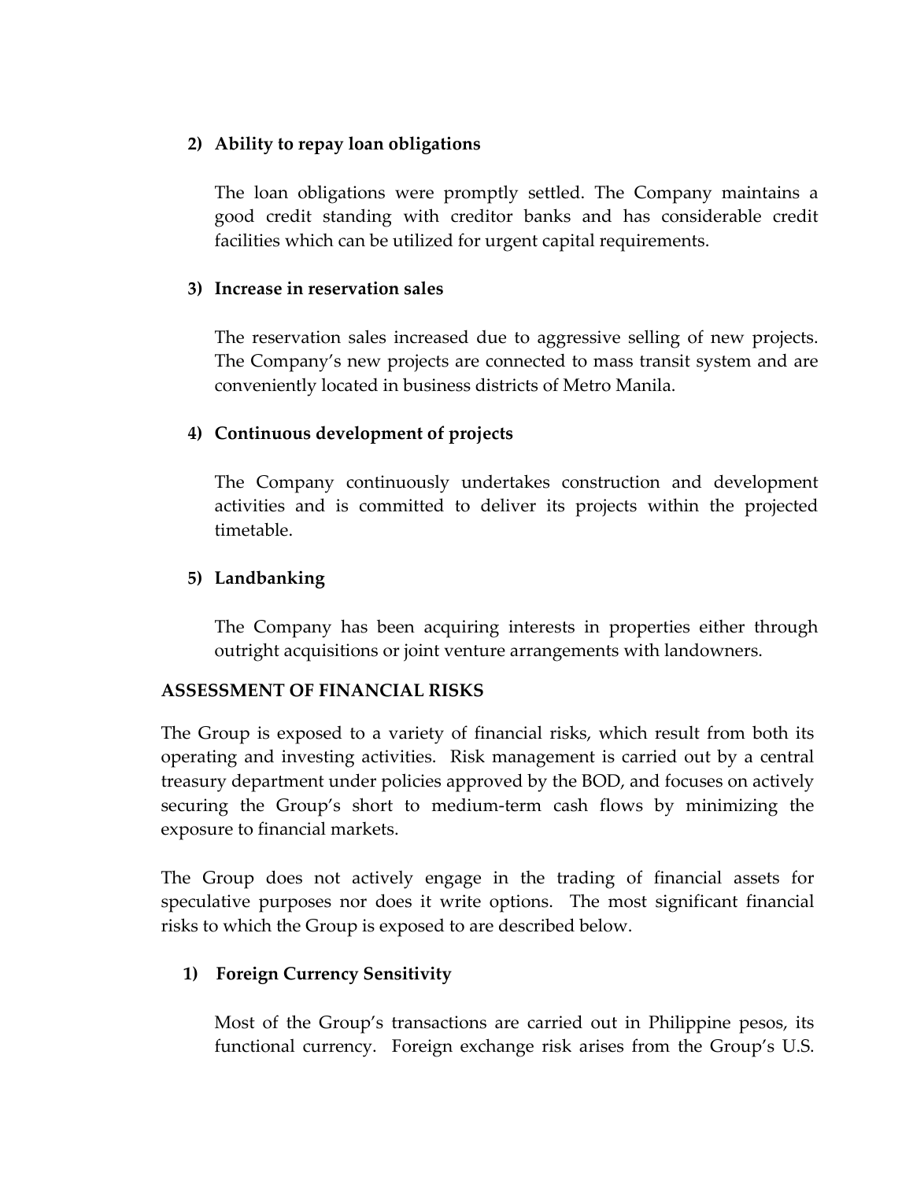2) **Ability to repay loan obligations**

   The loan obligations were promptly settled. The Company maintains a good credit standing with creditor banks and has considerable credit facilities which can be utilized for urgent capital requirements.

3) **Increase in reservation sales**

   The reservation sales increased due to aggressive selling of new projects. The Company's new projects are connected to mass transit system and are conveniently located in business districts of Metro Manila.

4) **Continuous development of projects**

   The Company continuously undertakes construction and development activities and is committed to deliver its projects within the projected timetable.

5) **Landbanking**

   The Company has been acquiring interests in properties either through outright acquisitions or joint venture arrangements with landowners.

**ASSESSMENT OF FINANCIAL RISKS**

The Group is exposed to a variety of financial risks, which result from both its operating and investing activities. Risk management is carried out by a central treasury department under policies approved by the BOD, and focuses on actively securing the Group's short to medium-term cash flows by minimizing the exposure to financial markets.

The Group does not actively engage in the trading of financial assets for speculative purposes nor does it write options. The most significant financial risks to which the Group is exposed to are described below.

1) **Foreign Currency Sensitivity**

   Most of the Group's transactions are carried out in Philippine pesos, its functional currency. Foreign exchange risk arises from the Group's U.S.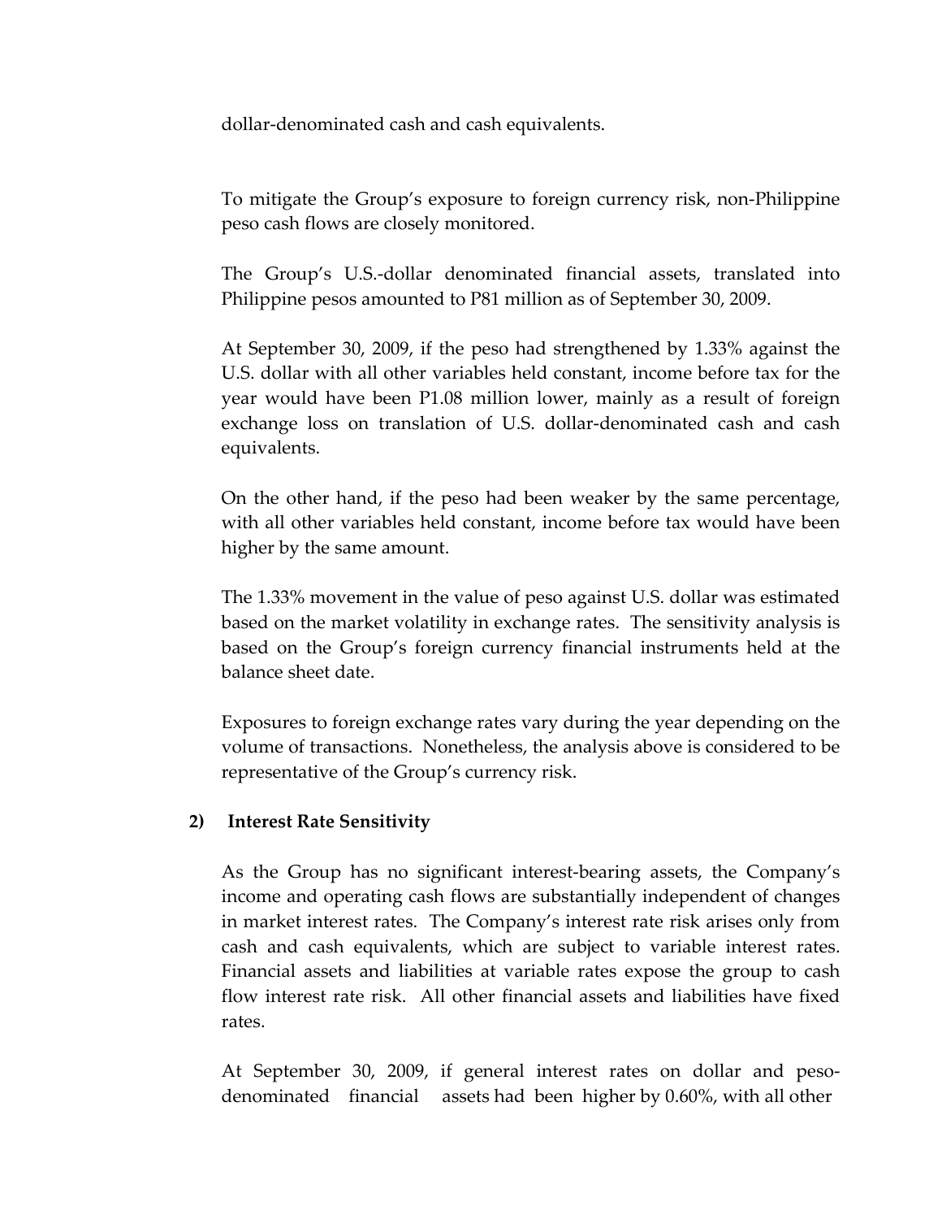dollar-denominated cash and cash equivalents.

To mitigate the Group's exposure to foreign currency risk, non-Philippine peso cash flows are closely monitored.

The Group's U.S.-dollar denominated financial assets, translated into Philippine pesos amounted to P81 million as of September 30, 2009.

At September 30, 2009, if the peso had strengthened by 1.33% against the U.S. dollar with all other variables held constant, income before tax for the year would have been P1.08 million lower, mainly as a result of foreign exchange loss on translation of U.S. dollar-denominated cash and cash equivalents.

On the other hand, if the peso had been weaker by the same percentage, with all other variables held constant, income before tax would have been higher by the same amount.

The 1.33% movement in the value of peso against U.S. dollar was estimated based on the market volatility in exchange rates. The sensitivity analysis is based on the Group's foreign currency financial instruments held at the balance sheet date.

Exposures to foreign exchange rates vary during the year depending on the volume of transactions. Nonetheless, the analysis above is considered to be representative of the Group's currency risk.

**2) Interest Rate Sensitivity**

As the Group has no significant interest-bearing assets, the Company's income and operating cash flows are substantially independent of changes in market interest rates. The Company's interest rate risk arises only from cash and cash equivalents, which are subject to variable interest rates. Financial assets and liabilities at variable rates expose the group to cash flow interest rate risk. All other financial assets and liabilities have fixed rates.

At September 30, 2009, if general interest rates on dollar and peso-denominated financial assets had been higher by 0.60%, with all other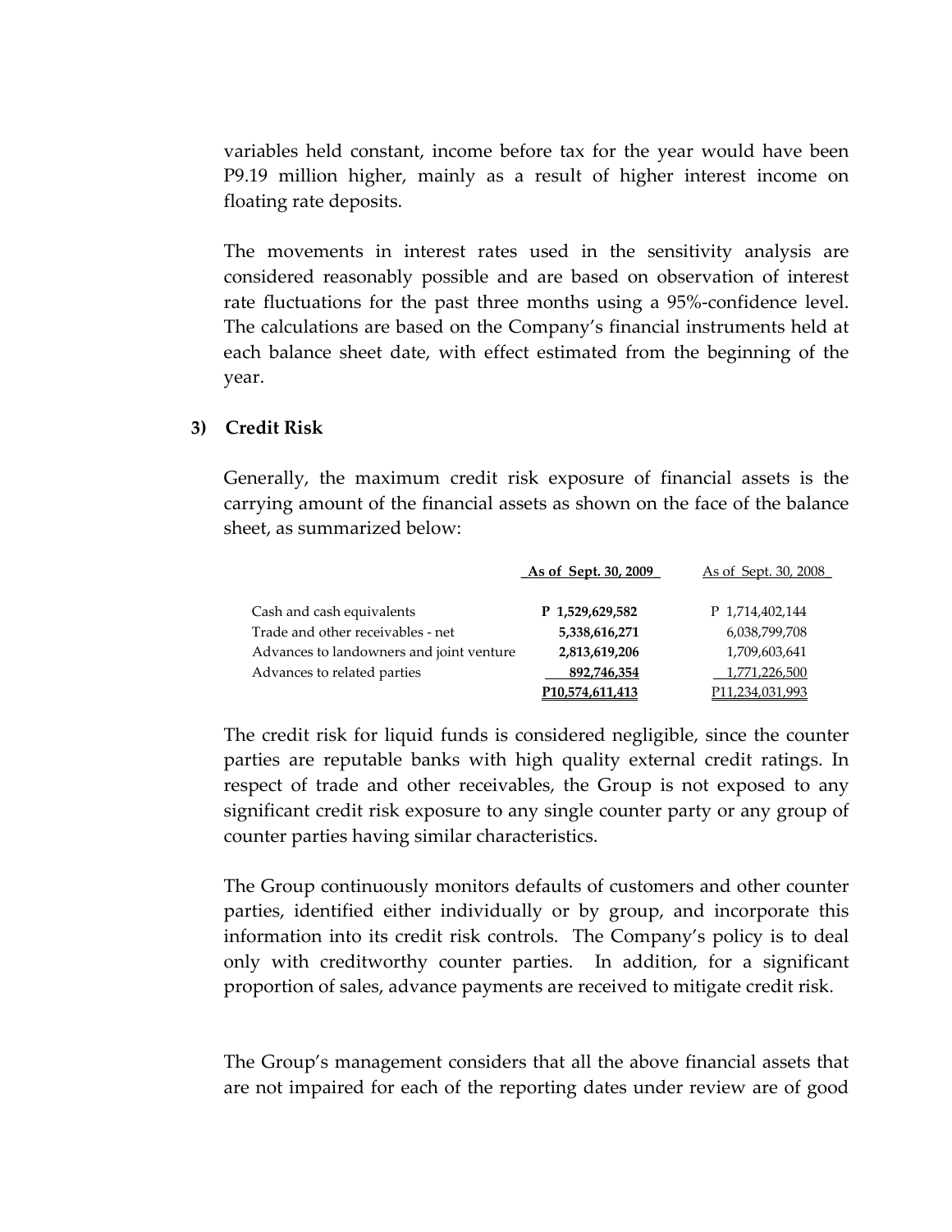variables held constant, income before tax for the year would have been P9.19 million higher, mainly as a result of higher interest income on floating rate deposits.

The movements in interest rates used in the sensitivity analysis are considered reasonably possible and are based on observation of interest rate fluctuations for the past three months using a 95%-confidence level. The calculations are based on the Company's financial instruments held at each balance sheet date, with effect estimated from the beginning of the year.

### 3) Credit Risk

Generally, the maximum credit risk exposure of financial assets is the carrying amount of the financial assets as shown on the face of the balance sheet, as summarized below:

| | **As of Sept. 30, 2009** | As of Sept. 30, 2008 |
|---|---|---|
| Cash and cash equivalents | **P 1,529,629,582** | P 1,714,402,144 |
| Trade and other receivables - net | **5,338,616,271** | 6,038,799,708 |
| Advances to landowners and joint venture | **2,813,619,206** | 1,709,603,641 |
| Advances to related parties | **892,746,354** | 1,771,226,500 |
| | **P10,574,611,413** | P11,234,031,993 |

The credit risk for liquid funds is considered negligible, since the counter parties are reputable banks with high quality external credit ratings. In respect of trade and other receivables, the Group is not exposed to any significant credit risk exposure to any single counter party or any group of counter parties having similar characteristics.

The Group continuously monitors defaults of customers and other counter parties, identified either individually or by group, and incorporate this information into its credit risk controls. The Company's policy is to deal only with creditworthy counter parties. In addition, for a significant proportion of sales, advance payments are received to mitigate credit risk.

The Group's management considers that all the above financial assets that are not impaired for each of the reporting dates under review are of good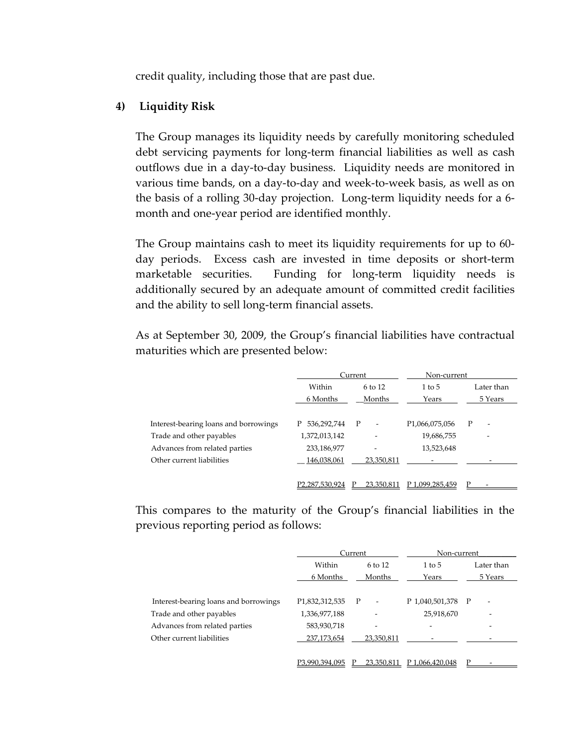credit quality, including those that are past due.

### 4) Liquidity Risk

The Group manages its liquidity needs by carefully monitoring scheduled debt servicing payments for long-term financial liabilities as well as cash outflows due in a day-to-day business. Liquidity needs are monitored in various time bands, on a day-to-day and week-to-week basis, as well as on the basis of a rolling 30-day projection. Long-term liquidity needs for a 6-month and one-year period are identified monthly.

The Group maintains cash to meet its liquidity requirements for up to 60-day periods. Excess cash are invested in time deposits or short-term marketable securities. Funding for long-term liquidity needs is additionally secured by an adequate amount of committed credit facilities and the ability to sell long-term financial assets.

As at September 30, 2009, the Group's financial liabilities have contractual maturities which are presented below:

| | Current | | Non-current | |
|---|---|---|---|---|
| | Within 6 Months | 6 to 12 Months | 1 to 5 Years | Later than 5 Years |
| Interest-bearing loans and borrowings | P 536,292,744 | P - | P1,066,075,056 | P - |
| Trade and other payables | 1,372,013,142 | - | 19,686,755 | - |
| Advances from related parties | 233,186,977 | - | 13,523,648 | |
| Other current liabilities | 146,038,061 | 23,350,811 | - | - |
| | P2,287,530,924 | P 23,350,811 | P 1,099,285,459 | P - |

This compares to the maturity of the Group's financial liabilities in the previous reporting period as follows:

| | Current | | Non-current | |
|---|---|---|---|---|
| | Within 6 Months | 6 to 12 Months | 1 to 5 Years | Later than 5 Years |
| Interest-bearing loans and borrowings | P1,832,312,535 | P - | P 1,040,501,378 | P - |
| Trade and other payables | 1,336,977,188 | - | 25,918,670 | - |
| Advances from related parties | 583,930,718 | - | - | - |
| Other current liabilities | 237,173,654 | 23,350,811 | - | - |
| | P3,990,394,095 | P 23,350,811 | P 1,066,420,048 | P - |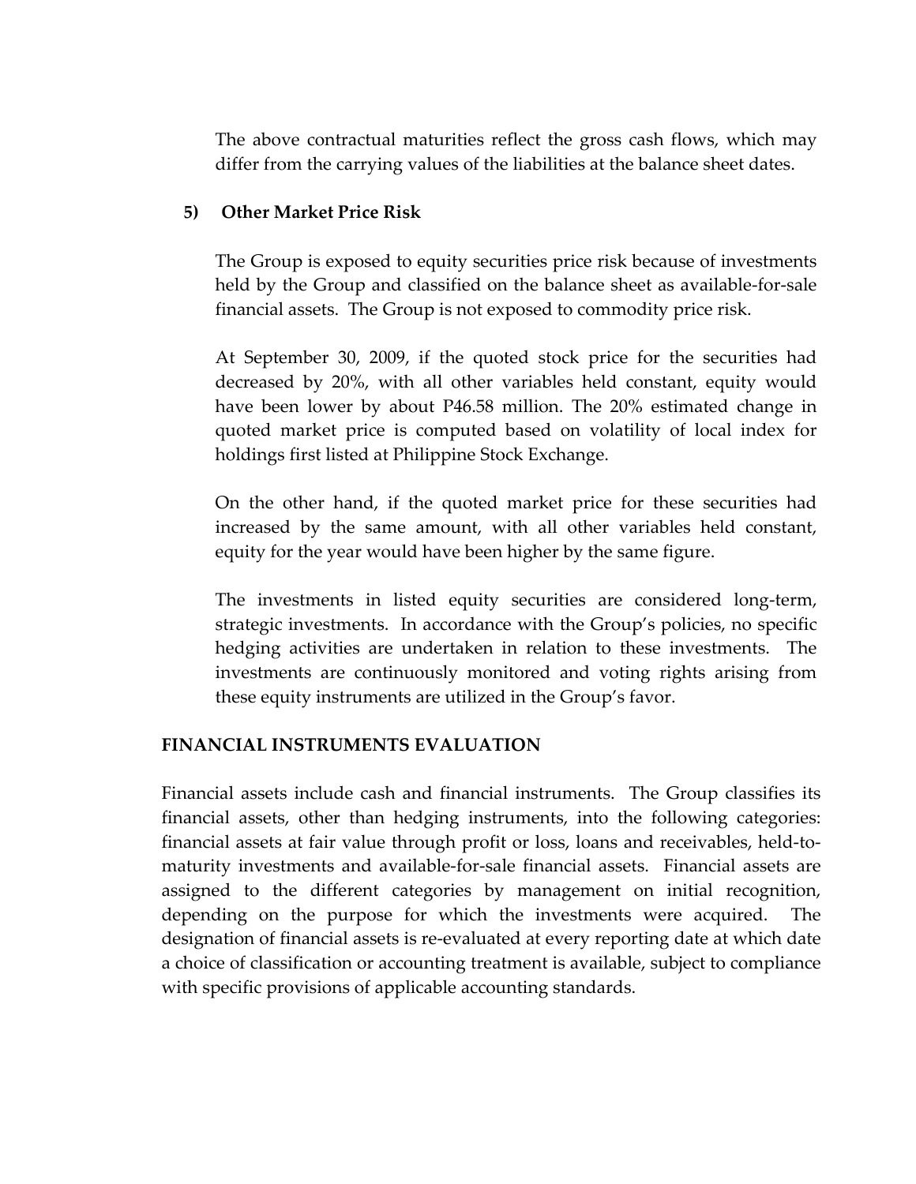The above contractual maturities reflect the gross cash flows, which may differ from the carrying values of the liabilities at the balance sheet dates.

### 5) Other Market Price Risk

The Group is exposed to equity securities price risk because of investments held by the Group and classified on the balance sheet as available-for-sale financial assets. The Group is not exposed to commodity price risk.

At September 30, 2009, if the quoted stock price for the securities had decreased by 20%, with all other variables held constant, equity would have been lower by about P46.58 million. The 20% estimated change in quoted market price is computed based on volatility of local index for holdings first listed at Philippine Stock Exchange.

On the other hand, if the quoted market price for these securities had increased by the same amount, with all other variables held constant, equity for the year would have been higher by the same figure.

The investments in listed equity securities are considered long-term, strategic investments. In accordance with the Group's policies, no specific hedging activities are undertaken in relation to these investments. The investments are continuously monitored and voting rights arising from these equity instruments are utilized in the Group's favor.

## FINANCIAL INSTRUMENTS EVALUATION

Financial assets include cash and financial instruments. The Group classifies its financial assets, other than hedging instruments, into the following categories: financial assets at fair value through profit or loss, loans and receivables, held-to-maturity investments and available-for-sale financial assets. Financial assets are assigned to the different categories by management on initial recognition, depending on the purpose for which the investments were acquired. The designation of financial assets is re-evaluated at every reporting date at which date a choice of classification or accounting treatment is available, subject to compliance with specific provisions of applicable accounting standards.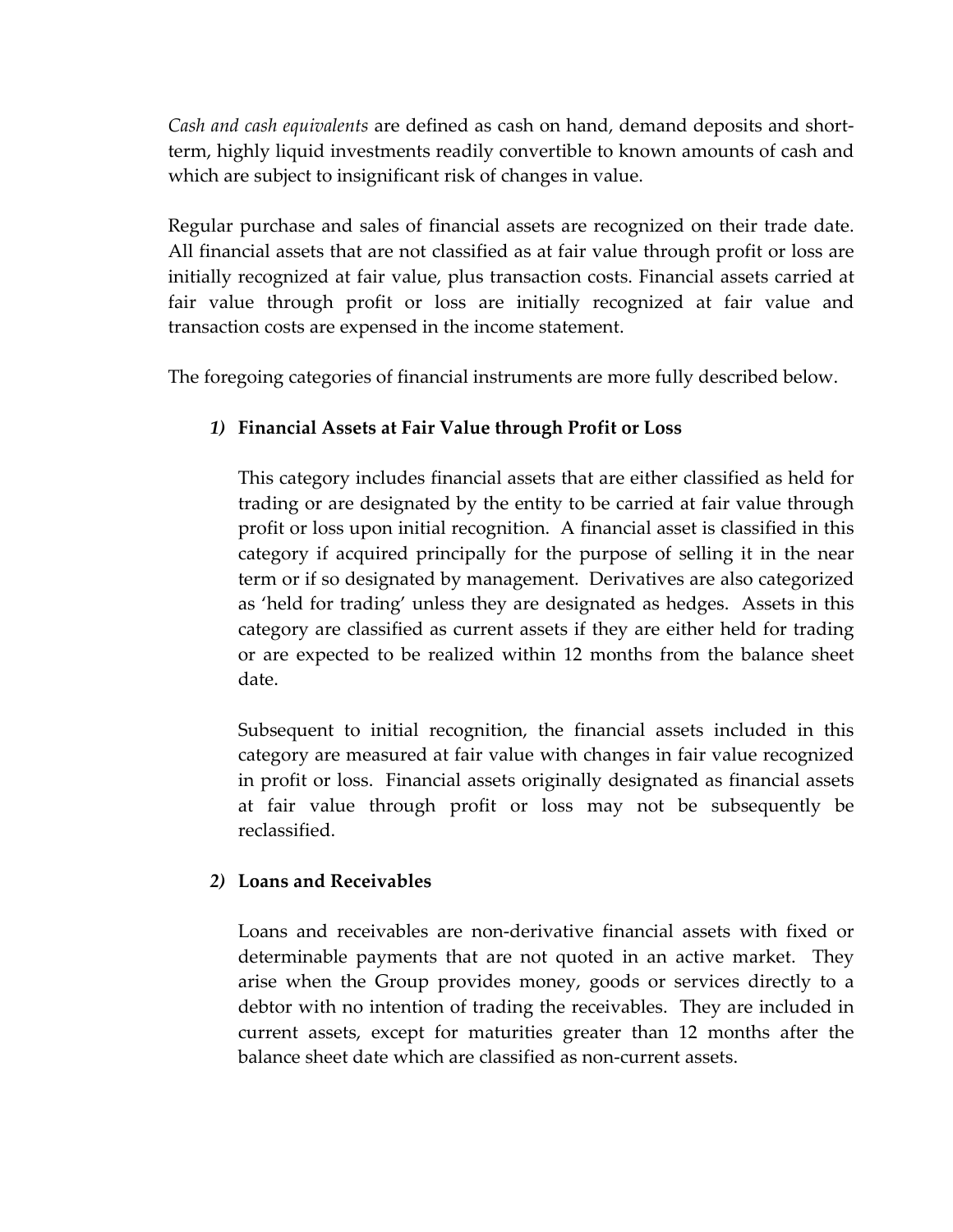*Cash and cash equivalents* are defined as cash on hand, demand deposits and short-term, highly liquid investments readily convertible to known amounts of cash and which are subject to insignificant risk of changes in value.

Regular purchase and sales of financial assets are recognized on their trade date. All financial assets that are not classified as at fair value through profit or loss are initially recognized at fair value, plus transaction costs. Financial assets carried at fair value through profit or loss are initially recognized at fair value and transaction costs are expensed in the income statement.

The foregoing categories of financial instruments are more fully described below.

### *1)* Financial Assets at Fair Value through Profit or Loss

This category includes financial assets that are either classified as held for trading or are designated by the entity to be carried at fair value through profit or loss upon initial recognition. A financial asset is classified in this category if acquired principally for the purpose of selling it in the near term or if so designated by management. Derivatives are also categorized as 'held for trading' unless they are designated as hedges. Assets in this category are classified as current assets if they are either held for trading or are expected to be realized within 12 months from the balance sheet date.

Subsequent to initial recognition, the financial assets included in this category are measured at fair value with changes in fair value recognized in profit or loss. Financial assets originally designated as financial assets at fair value through profit or loss may not be subsequently be reclassified.

### *2)* Loans and Receivables

Loans and receivables are non-derivative financial assets with fixed or determinable payments that are not quoted in an active market. They arise when the Group provides money, goods or services directly to a debtor with no intention of trading the receivables. They are included in current assets, except for maturities greater than 12 months after the balance sheet date which are classified as non-current assets.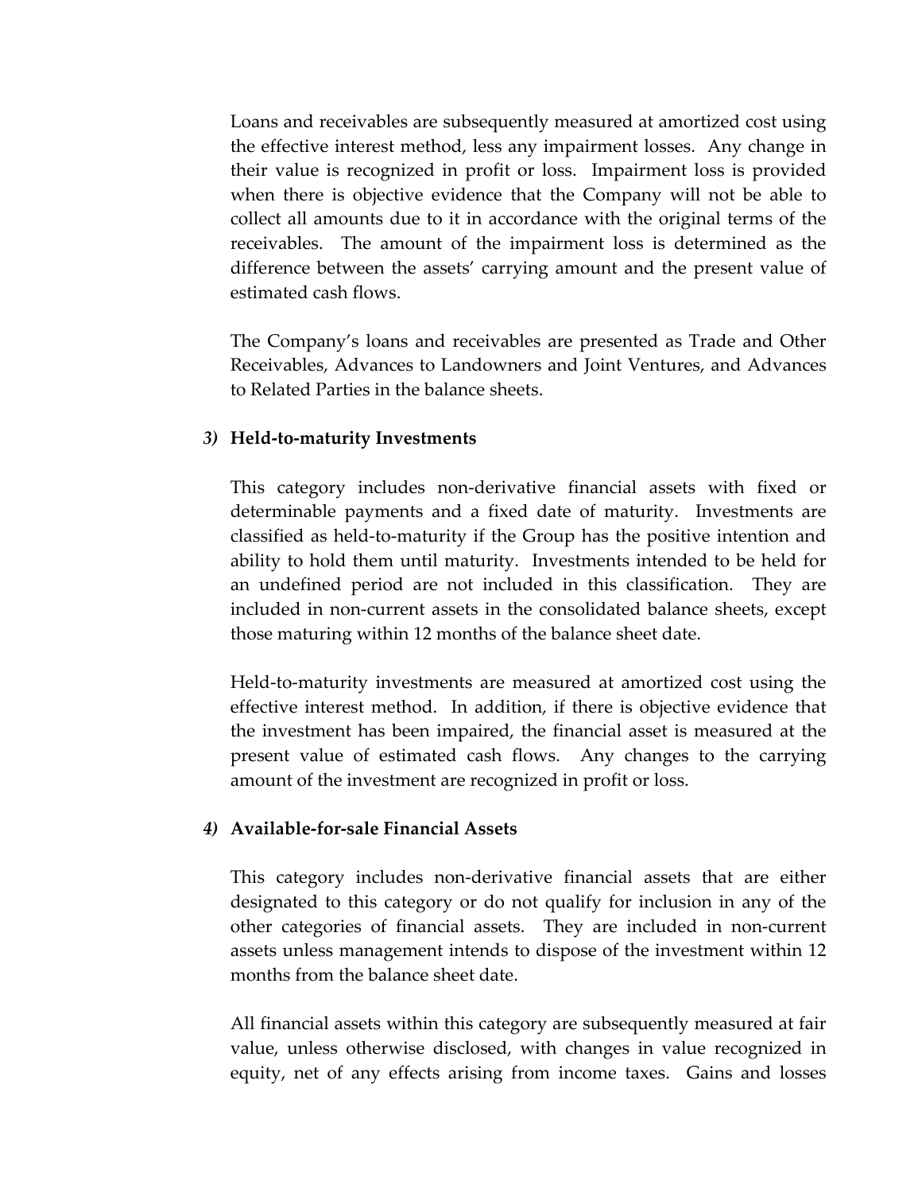Loans and receivables are subsequently measured at amortized cost using the effective interest method, less any impairment losses. Any change in their value is recognized in profit or loss. Impairment loss is provided when there is objective evidence that the Company will not be able to collect all amounts due to it in accordance with the original terms of the receivables. The amount of the impairment loss is determined as the difference between the assets' carrying amount and the present value of estimated cash flows.

The Company's loans and receivables are presented as Trade and Other Receivables, Advances to Landowners and Joint Ventures, and Advances to Related Parties in the balance sheets.

***3)* Held-to-maturity Investments**

This category includes non-derivative financial assets with fixed or determinable payments and a fixed date of maturity. Investments are classified as held-to-maturity if the Group has the positive intention and ability to hold them until maturity. Investments intended to be held for an undefined period are not included in this classification. They are included in non-current assets in the consolidated balance sheets, except those maturing within 12 months of the balance sheet date.

Held-to-maturity investments are measured at amortized cost using the effective interest method. In addition, if there is objective evidence that the investment has been impaired, the financial asset is measured at the present value of estimated cash flows. Any changes to the carrying amount of the investment are recognized in profit or loss.

***4)* Available-for-sale Financial Assets**

This category includes non-derivative financial assets that are either designated to this category or do not qualify for inclusion in any of the other categories of financial assets. They are included in non-current assets unless management intends to dispose of the investment within 12 months from the balance sheet date.

All financial assets within this category are subsequently measured at fair value, unless otherwise disclosed, with changes in value recognized in equity, net of any effects arising from income taxes. Gains and losses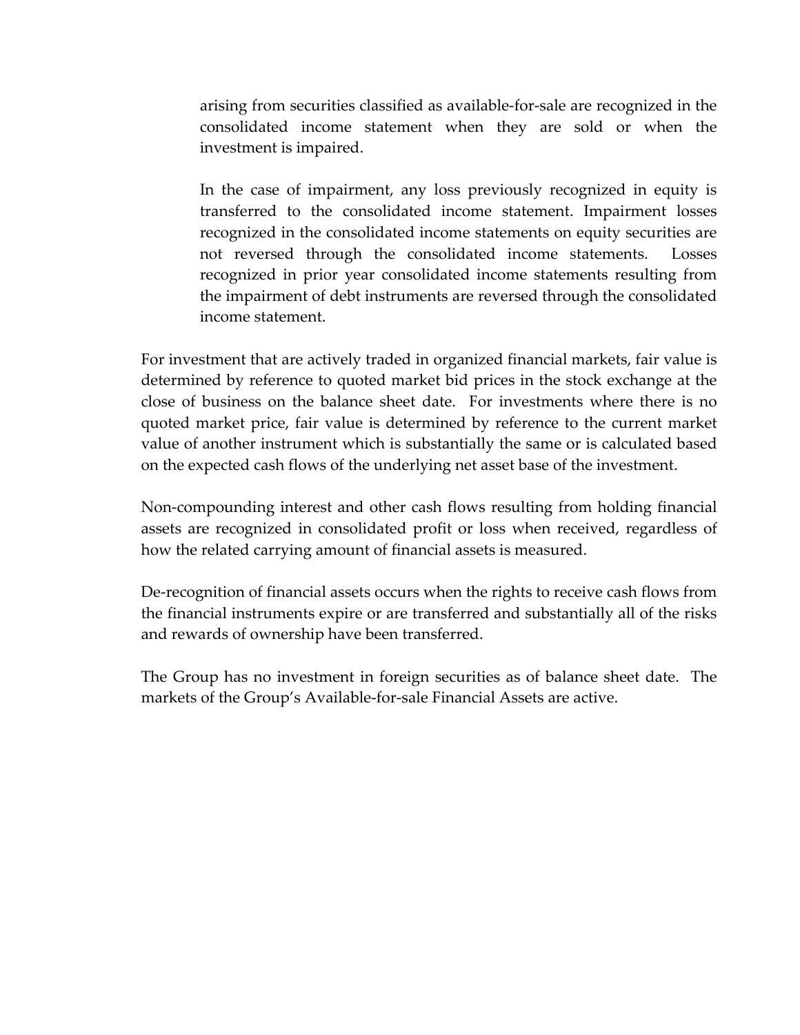arising from securities classified as available-for-sale are recognized in the consolidated income statement when they are sold or when the investment is impaired.

In the case of impairment, any loss previously recognized in equity is transferred to the consolidated income statement. Impairment losses recognized in the consolidated income statements on equity securities are not reversed through the consolidated income statements. Losses recognized in prior year consolidated income statements resulting from the impairment of debt instruments are reversed through the consolidated income statement.

For investment that are actively traded in organized financial markets, fair value is determined by reference to quoted market bid prices in the stock exchange at the close of business on the balance sheet date. For investments where there is no quoted market price, fair value is determined by reference to the current market value of another instrument which is substantially the same or is calculated based on the expected cash flows of the underlying net asset base of the investment.

Non-compounding interest and other cash flows resulting from holding financial assets are recognized in consolidated profit or loss when received, regardless of how the related carrying amount of financial assets is measured.

De-recognition of financial assets occurs when the rights to receive cash flows from the financial instruments expire or are transferred and substantially all of the risks and rewards of ownership have been transferred.

The Group has no investment in foreign securities as of balance sheet date. The markets of the Group's Available-for-sale Financial Assets are active.